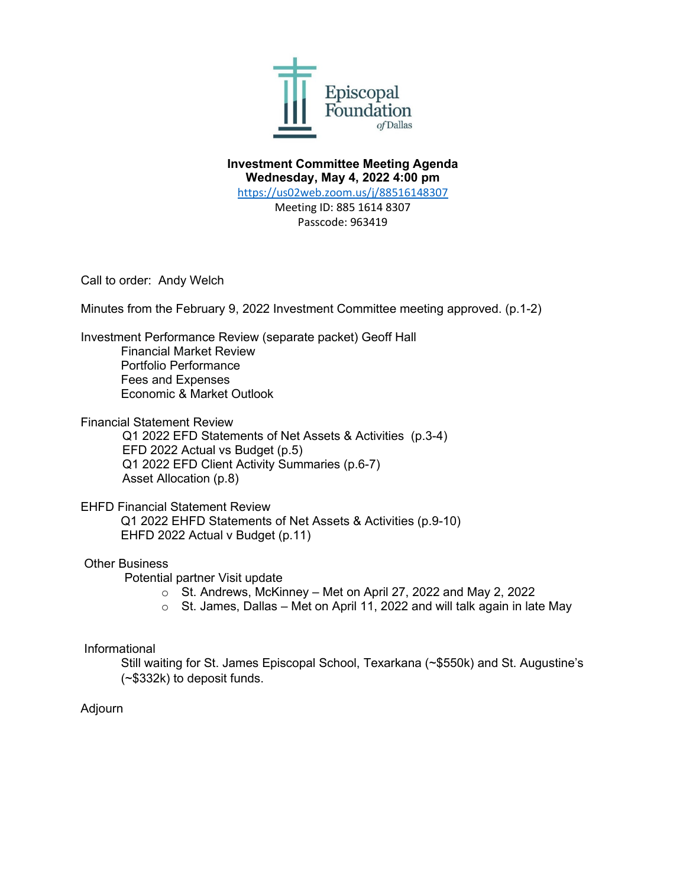Episcopal Foundation *of* Dallas

**Investment Committee Meeting Agenda**
**Wednesday, May 4, 2022 4:00 pm**
https://us02web.zoom.us/j/88516148307
Meeting ID: 885 1614 8307
Passcode: 963419

Call to order: Andy Welch

Minutes from the February 9, 2022 Investment Committee meeting approved. (p.1-2)

Investment Performance Review (separate packet) Geoff Hall
- Financial Market Review
- Portfolio Performance
- Fees and Expenses
- Economic & Market Outlook

Financial Statement Review
- Q1 2022 EFD Statements of Net Assets & Activities (p.3-4)
- EFD 2022 Actual vs Budget (p.5)
- Q1 2022 EFD Client Activity Summaries (p.6-7)
- Asset Allocation (p.8)

EHFD Financial Statement Review
- Q1 2022 EHFD Statements of Net Assets & Activities (p.9-10)
- EHFD 2022 Actual v Budget (p.11)

Other Business
- Potential partner Visit update
  - St. Andrews, McKinney – Met on April 27, 2022 and May 2, 2022
  - St. James, Dallas – Met on April 11, 2022 and will talk again in late May

Informational
Still waiting for St. James Episcopal School, Texarkana (~$550k) and St. Augustine's (~$332k) to deposit funds.

Adjourn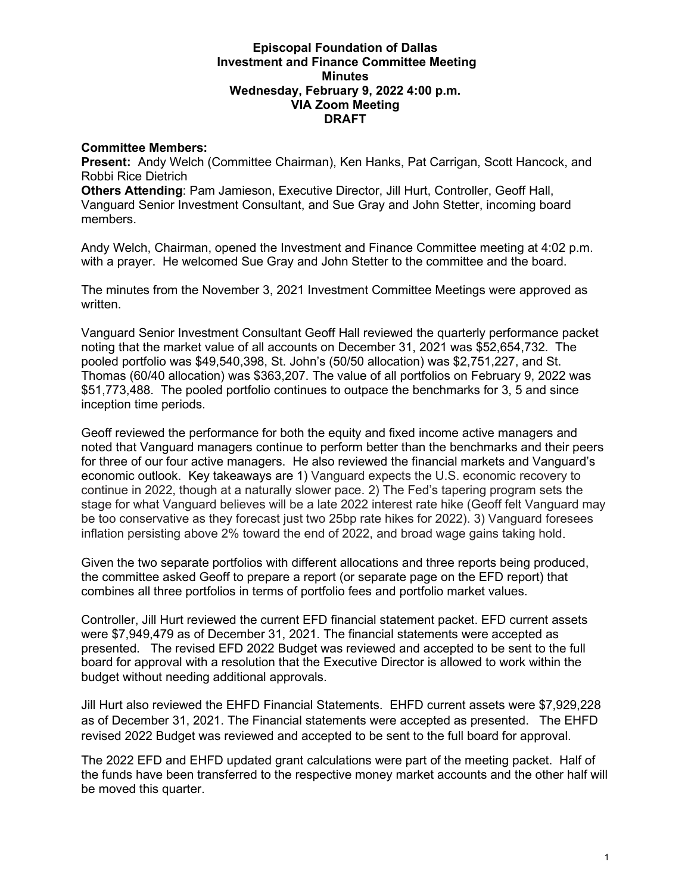**Episcopal Foundation of Dallas**
**Investment and Finance Committee Meeting**
**Minutes**
**Wednesday, February 9, 2022 4:00 p.m.**
**VIA Zoom Meeting**
**DRAFT**

**Committee Members:**
**Present:** Andy Welch (Committee Chairman), Ken Hanks, Pat Carrigan, Scott Hancock, and Robbi Rice Dietrich
**Others Attending**: Pam Jamieson, Executive Director, Jill Hurt, Controller, Geoff Hall, Vanguard Senior Investment Consultant, and Sue Gray and John Stetter, incoming board members.

Andy Welch, Chairman, opened the Investment and Finance Committee meeting at 4:02 p.m. with a prayer. He welcomed Sue Gray and John Stetter to the committee and the board.

The minutes from the November 3, 2021 Investment Committee Meetings were approved as written.

Vanguard Senior Investment Consultant Geoff Hall reviewed the quarterly performance packet noting that the market value of all accounts on December 31, 2021 was $52,654,732. The pooled portfolio was $49,540,398, St. John's (50/50 allocation) was $2,751,227, and St. Thomas (60/40 allocation) was $363,207. The value of all portfolios on February 9, 2022 was $51,773,488. The pooled portfolio continues to outpace the benchmarks for 3, 5 and since inception time periods.

Geoff reviewed the performance for both the equity and fixed income active managers and noted that Vanguard managers continue to perform better than the benchmarks and their peers for three of our four active managers. He also reviewed the financial markets and Vanguard's economic outlook. Key takeaways are 1) Vanguard expects the U.S. economic recovery to continue in 2022, though at a naturally slower pace. 2) The Fed's tapering program sets the stage for what Vanguard believes will be a late 2022 interest rate hike (Geoff felt Vanguard may be too conservative as they forecast just two 25bp rate hikes for 2022). 3) Vanguard foresees inflation persisting above 2% toward the end of 2022, and broad wage gains taking hold.

Given the two separate portfolios with different allocations and three reports being produced, the committee asked Geoff to prepare a report (or separate page on the EFD report) that combines all three portfolios in terms of portfolio fees and portfolio market values.

Controller, Jill Hurt reviewed the current EFD financial statement packet. EFD current assets were $7,949,479 as of December 31, 2021. The financial statements were accepted as presented. The revised EFD 2022 Budget was reviewed and accepted to be sent to the full board for approval with a resolution that the Executive Director is allowed to work within the budget without needing additional approvals.

Jill Hurt also reviewed the EHFD Financial Statements. EHFD current assets were $7,929,228 as of December 31, 2021. The Financial statements were accepted as presented. The EHFD revised 2022 Budget was reviewed and accepted to be sent to the full board for approval.

The 2022 EFD and EHFD updated grant calculations were part of the meeting packet. Half of the funds have been transferred to the respective money market accounts and the other half will be moved this quarter.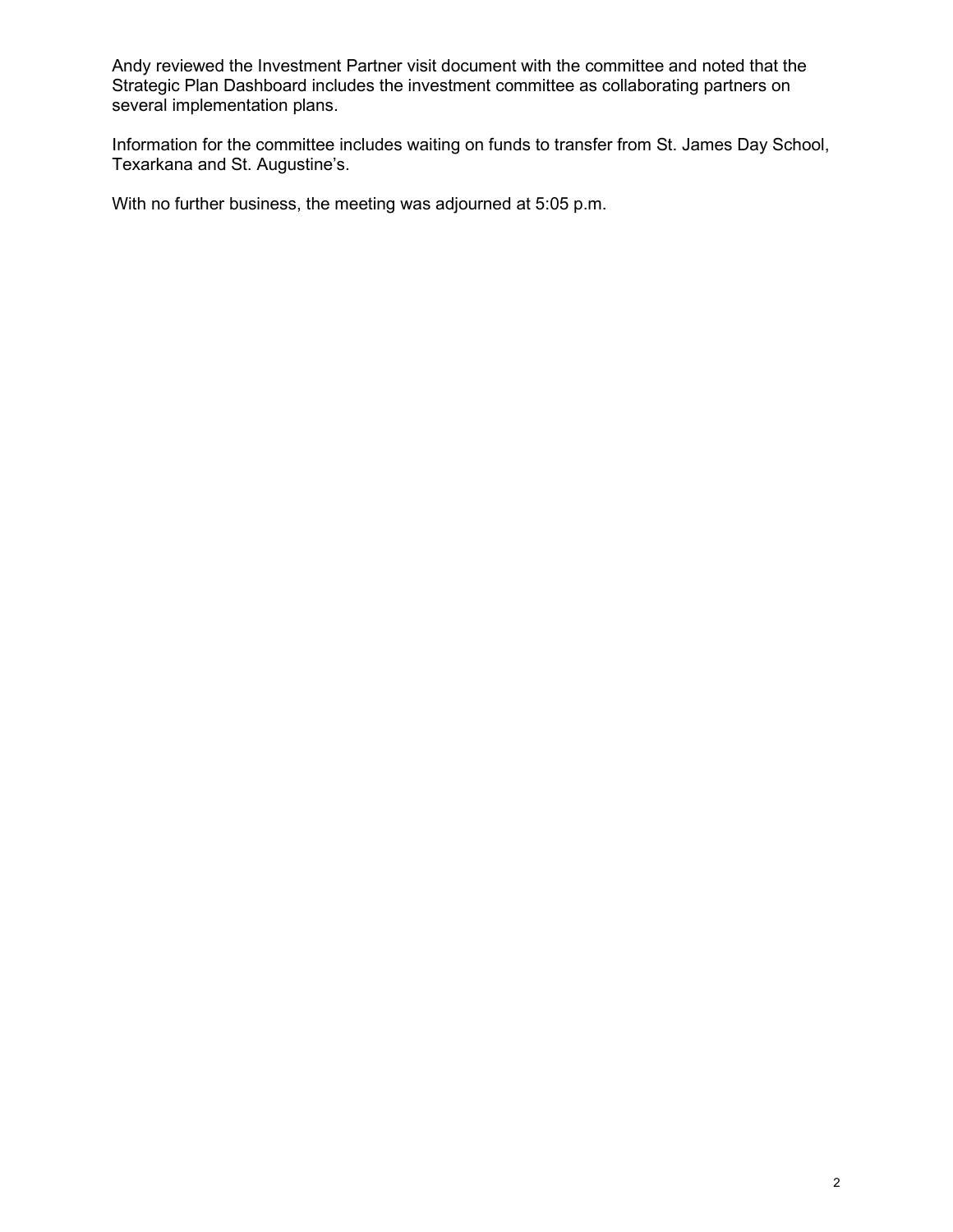Andy reviewed the Investment Partner visit document with the committee and noted that the Strategic Plan Dashboard includes the investment committee as collaborating partners on several implementation plans.

Information for the committee includes waiting on funds to transfer from St. James Day School, Texarkana and St. Augustine's.

With no further business, the meeting was adjourned at 5:05 p.m.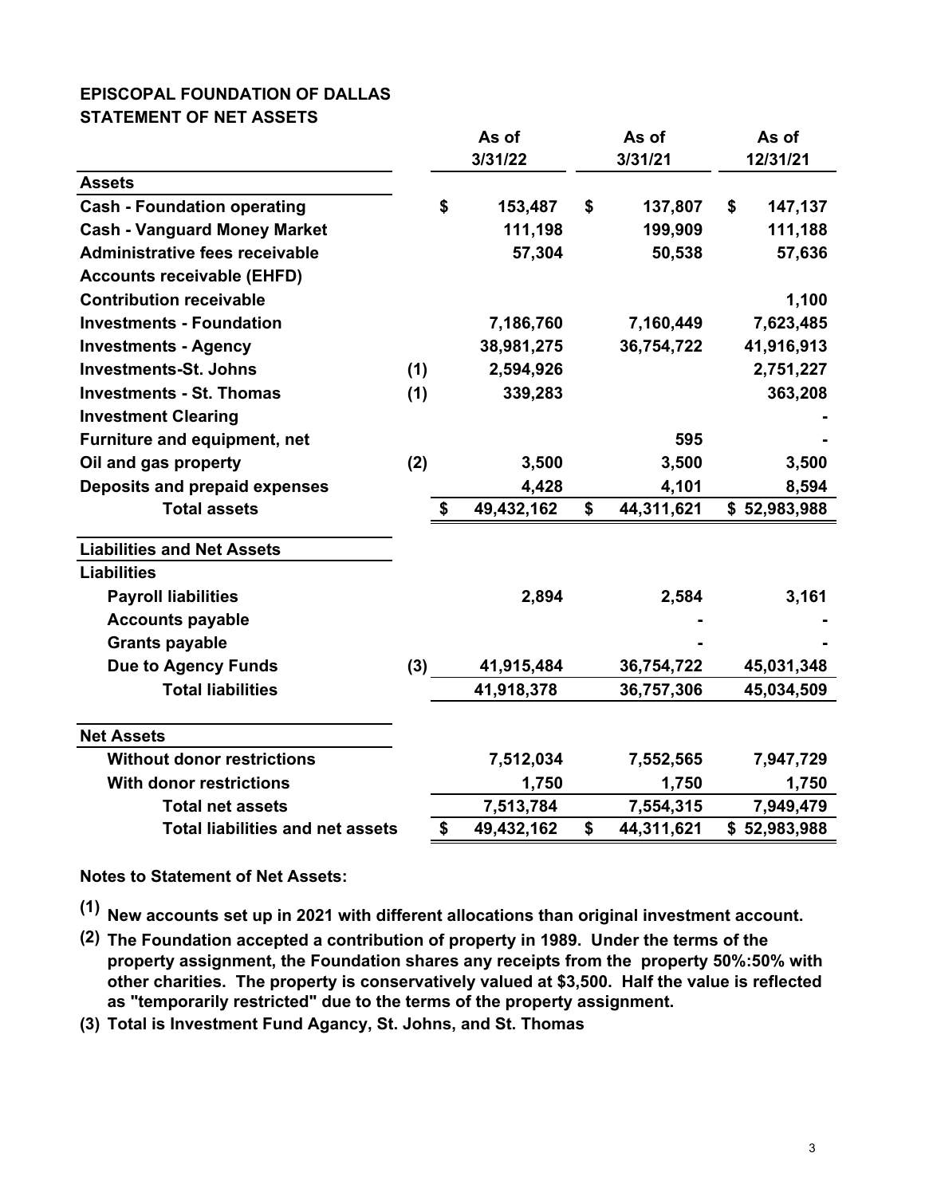**EPISCOPAL FOUNDATION OF DALLAS**
**STATEMENT OF NET ASSETS**

| | | As of 3/31/22 | As of 3/31/21 | As of 12/31/21 |
|---|---|---|---|---|
| **Assets** | | | | |
| Cash - Foundation operating | | $ 153,487 | $ 137,807 | $ 147,137 |
| Cash - Vanguard Money Market | | 111,198 | 199,909 | 111,188 |
| Administrative fees receivable | | 57,304 | 50,538 | 57,636 |
| Accounts receivable (EHFD) | | | | |
| Contribution receivable | | | | 1,100 |
| Investments - Foundation | | 7,186,760 | 7,160,449 | 7,623,485 |
| Investments - Agency | | 38,981,275 | 36,754,722 | 41,916,913 |
| Investments-St. Johns | (1) | 2,594,926 | | 2,751,227 |
| Investments - St. Thomas | (1) | 339,283 | | 363,208 |
| Investment Clearing | | | | - |
| Furniture and equipment, net | | | 595 | - |
| Oil and gas property | (2) | 3,500 | 3,500 | 3,500 |
| Deposits and prepaid expenses | | 4,428 | 4,101 | 8,594 |
| **Total assets** | | $ 49,432,162 | $ 44,311,621 | $ 52,983,988 |
| **Liabilities and Net Assets** | | | | |
| **Liabilities** | | | | |
| Payroll liabilities | | 2,894 | 2,584 | 3,161 |
| Accounts payable | | | - | - |
| Grants payable | | | - | - |
| Due to Agency Funds | (3) | 41,915,484 | 36,754,722 | 45,031,348 |
| **Total liabilities** | | 41,918,378 | 36,757,306 | 45,034,509 |
| **Net Assets** | | | | |
| Without donor restrictions | | 7,512,034 | 7,552,565 | 7,947,729 |
| With donor restrictions | | 1,750 | 1,750 | 1,750 |
| **Total net assets** | | 7,513,784 | 7,554,315 | 7,949,479 |
| **Total liabilities and net assets** | | $ 49,432,162 | $ 44,311,621 | $ 52,983,988 |

**Notes to Statement of Net Assets:**

(1) New accounts set up in 2021 with different allocations than original investment account.

(2) The Foundation accepted a contribution of property in 1989. Under the terms of the property assignment, the Foundation shares any receipts from the property 50%:50% with other charities. The property is conservatively valued at $3,500. Half the value is reflected as "temporarily restricted" due to the terms of the property assignment.

(3) Total is Investment Fund Agancy, St. Johns, and St. Thomas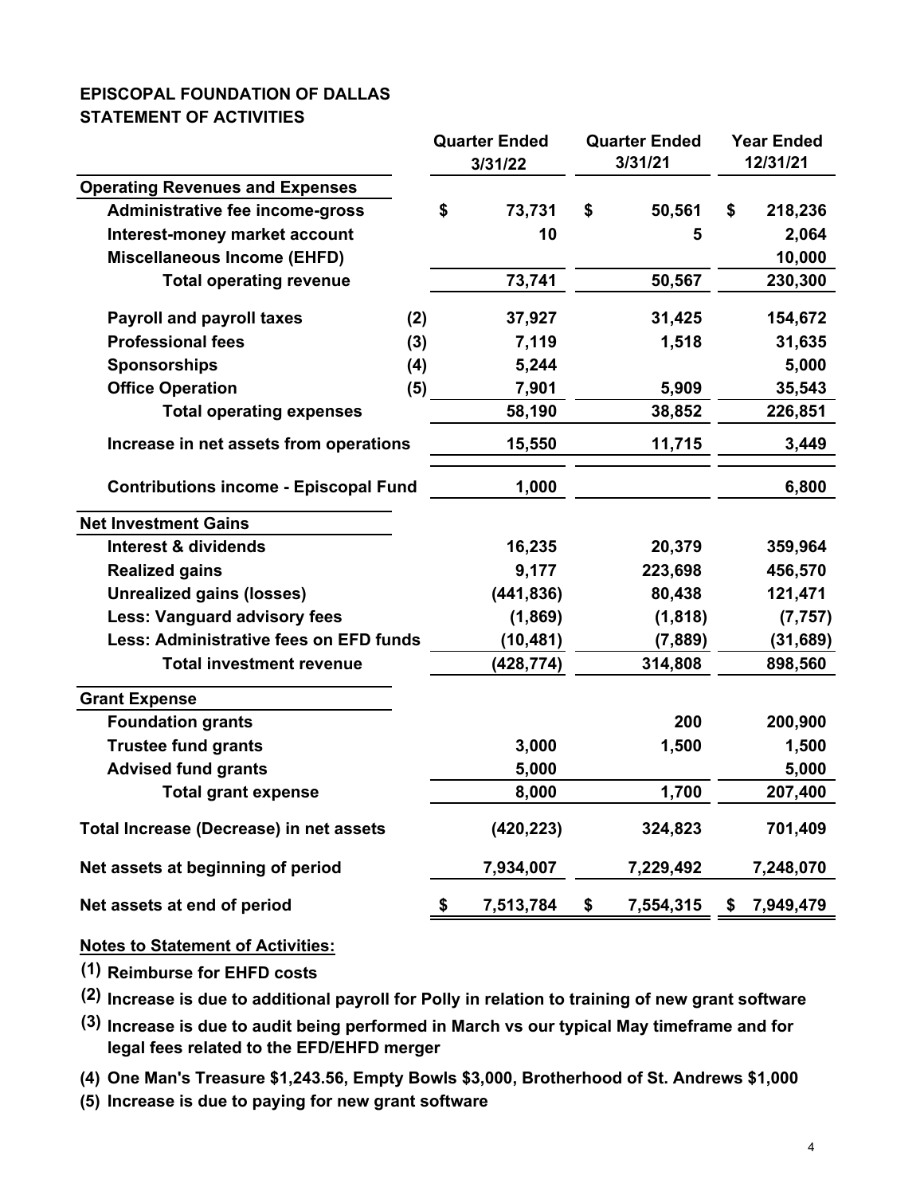**EPISCOPAL FOUNDATION OF DALLAS**
**STATEMENT OF ACTIVITIES**

| | | Quarter Ended 3/31/22 | Quarter Ended 3/31/21 | Year Ended 12/31/21 |
|---|---|---|---|---|
| **Operating Revenues and Expenses** | | | | |
| Administrative fee income-gross | | $ 73,731 | $ 50,561 | $ 218,236 |
| Interest-money market account | | 10 | 5 | 2,064 |
| Miscellaneous Income (EHFD) | | | | 10,000 |
| Total operating revenue | | 73,741 | 50,567 | 230,300 |
| Payroll and payroll taxes | (2) | 37,927 | 31,425 | 154,672 |
| Professional fees | (3) | 7,119 | 1,518 | 31,635 |
| Sponsorships | (4) | 5,244 | | 5,000 |
| Office Operation | (5) | 7,901 | 5,909 | 35,543 |
| Total operating expenses | | 58,190 | 38,852 | 226,851 |
| Increase in net assets from operations | | 15,550 | 11,715 | 3,449 |
| Contributions income - Episcopal Fund | | 1,000 | | 6,800 |
| **Net Investment Gains** | | | | |
| Interest & dividends | | 16,235 | 20,379 | 359,964 |
| Realized gains | | 9,177 | 223,698 | 456,570 |
| Unrealized gains (losses) | | (441,836) | 80,438 | 121,471 |
| Less: Vanguard advisory fees | | (1,869) | (1,818) | (7,757) |
| Less: Administrative fees on EFD funds | | (10,481) | (7,889) | (31,689) |
| Total investment revenue | | (428,774) | 314,808 | 898,560 |
| **Grant Expense** | | | | |
| Foundation grants | | | 200 | 200,900 |
| Trustee fund grants | | 3,000 | 1,500 | 1,500 |
| Advised fund grants | | 5,000 | | 5,000 |
| Total grant expense | | 8,000 | 1,700 | 207,400 |
| Total Increase (Decrease) in net assets | | (420,223) | 324,823 | 701,409 |
| Net assets at beginning of period | | 7,934,007 | 7,229,492 | 7,248,070 |
| Net assets at end of period | | $ 7,513,784 | $ 7,554,315 | $ 7,949,479 |

**Notes to Statement of Activities:**

(1) Reimburse for EHFD costs

(2) Increase is due to additional payroll for Polly in relation to training of new grant software

(3) Increase is due to audit being performed in March vs our typical May timeframe and for legal fees related to the EFD/EHFD merger

(4) One Man's Treasure $1,243.56, Empty Bowls $3,000, Brotherhood of St. Andrews $1,000

(5) Increase is due to paying for new grant software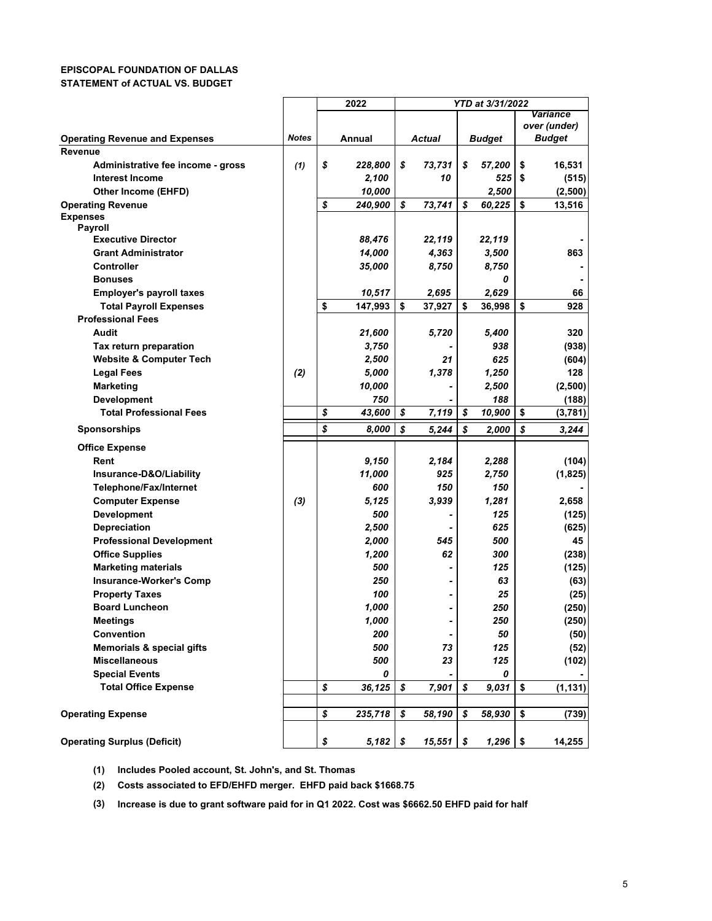**EPISCOPAL FOUNDATION OF DALLAS**
**STATEMENT of ACTUAL VS. BUDGET**

| Operating Revenue and Expenses | Notes | 2022 Annual | YTD at 3/31/2022 Actual | YTD at 3/31/2022 Budget | YTD at 3/31/2022 Variance over (under) Budget |
|---|---|---|---|---|---|
| **Revenue** | | | | | |
| Administrative fee income - gross | (1) | $ 228,800 | $ 73,731 | $ 57,200 | $ 16,531 |
| Interest Income | | 2,100 | 10 | 525 | $ (515) |
| Other Income (EHFD) | | 10,000 | | 2,500 | (2,500) |
| **Operating Revenue** | | $ 240,900 | $ 73,741 | $ 60,225 | $ 13,516 |
| **Expenses** | | | | | |
| **Payroll** | | | | | |
| Executive Director | | 88,476 | 22,119 | 22,119 | - |
| Grant Administrator | | 14,000 | 4,363 | 3,500 | 863 |
| Controller | | 35,000 | 8,750 | 8,750 | - |
| Bonuses | | | | 0 | - |
| Employer's payroll taxes | | 10,517 | 2,695 | 2,629 | 66 |
| Total Payroll Expenses | | $ 147,993 | $ 37,927 | $ 36,998 | $ 928 |
| **Professional Fees** | | | | | |
| Audit | | 21,600 | 5,720 | 5,400 | 320 |
| Tax return preparation | | 3,750 | - | 938 | (938) |
| Website & Computer Tech | | 2,500 | 21 | 625 | (604) |
| Legal Fees | (2) | 5,000 | 1,378 | 1,250 | 128 |
| Marketing | | 10,000 | - | 2,500 | (2,500) |
| Development | | 750 | - | 188 | (188) |
| Total Professional Fees | | $ 43,600 | $ 7,119 | $ 10,900 | $ (3,781) |
| **Sponsorships** | | $ 8,000 | $ 5,244 | $ 2,000 | $ 3,244 |
| **Office Expense** | | | | | |
| Rent | | 9,150 | 2,184 | 2,288 | (104) |
| Insurance-D&O/Liability | | 11,000 | 925 | 2,750 | (1,825) |
| Telephone/Fax/Internet | | 600 | 150 | 150 | - |
| Computer Expense | (3) | 5,125 | 3,939 | 1,281 | 2,658 |
| Development | | 500 | - | 125 | (125) |
| Depreciation | | 2,500 | - | 625 | (625) |
| Professional Development | | 2,000 | 545 | 500 | 45 |
| Office Supplies | | 1,200 | 62 | 300 | (238) |
| Marketing materials | | 500 | - | 125 | (125) |
| Insurance-Worker's Comp | | 250 | - | 63 | (63) |
| Property Taxes | | 100 | - | 25 | (25) |
| Board Luncheon | | 1,000 | - | 250 | (250) |
| Meetings | | 1,000 | - | 250 | (250) |
| Convention | | 200 | - | 50 | (50) |
| Memorials & special gifts | | 500 | 73 | 125 | (52) |
| Miscellaneous | | 500 | 23 | 125 | (102) |
| Special Events | | 0 | - | 0 | - |
| Total Office Expense | | $ 36,125 | $ 7,901 | $ 9,031 | $ (1,131) |
| **Operating Expense** | | $ 235,718 | $ 58,190 | $ 58,930 | $ (739) |
| **Operating Surplus (Deficit)** | | $ 5,182 | $ 15,551 | $ 1,296 | $ 14,255 |

(1) Includes Pooled account, St. John's, and St. Thomas

(2) Costs associated to EFD/EHFD merger. EHFD paid back $1668.75

(3) Increase is due to grant software paid for in Q1 2022. Cost was $6662.50 EHFD paid for half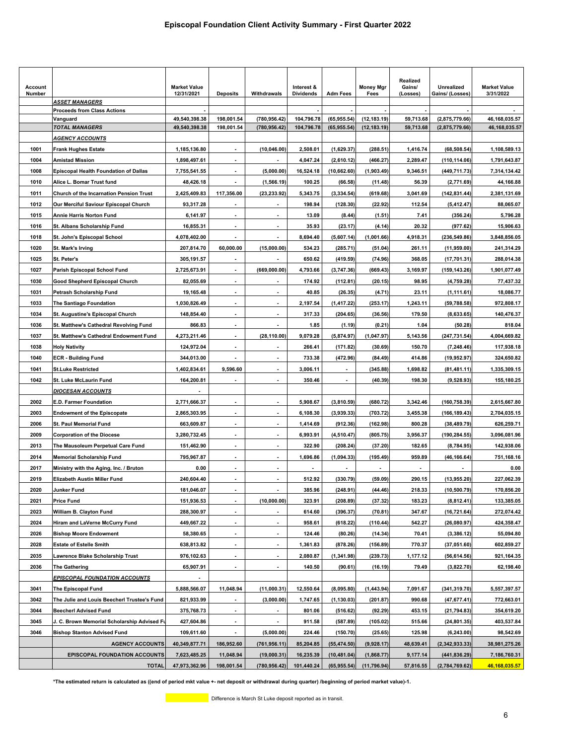# Episcopal Foundation Client Activity Summary - First Quarter 2022

| Account Number | | Market Value 12/31/2021 | Deposits | Withdrawals | Interest & Dividends | Adm Fees | Money Mgr Fees | Realized Gains/ (Losses) | Unrealized Gains/ (Losses) | Market Value 3/31/2022 |
|---|---|---|---|---|---|---|---|---|---|---|
| | ***ASSET MANAGERS*** | | | | | | | | | |
| | **Proceeds from Class Actions** | - | | | - | - | - | - | - | - |
| | **Vanguard** | 49,540,398.38 | 198,001.54 | (780,956.42) | 104,796.78 | (65,955.54) | (12,183.19) | 59,713.68 | (2,875,779.66) | 46,168,035.57 |
| | ***TOTAL MANAGERS*** | 49,540,398.38 | 198,001.54 | (780,956.42) | 104,796.78 | (65,955.54) | (12,183.19) | 59,713.68 | (2,875,779.66) | 46,168,035.57 |
| | ***AGENCY ACCOUNTS*** | | | | | | | | | |
| 1001 | Frank Hughes Estate | 1,185,136.80 | - | (10,046.00) | 2,508.01 | (1,629.37) | (288.51) | 1,416.74 | (68,508.54) | 1,108,589.13 |
| 1004 | Amistad Mission | 1,898,497.61 | - | - | 4,047.24 | (2,610.12) | (466.27) | 2,289.47 | (110,114.06) | 1,791,643.87 |
| 1008 | Episcopal Health Foundation of Dallas | 7,755,541.55 | - | (5,000.00) | 16,524.18 | (10,662.60) | (1,903.49) | 9,346.51 | (449,711.73) | 7,314,134.42 |
| 1010 | Alice L. Bomar Trust fund | 48,426.18 | - | (1,566.19) | 100.25 | (66.58) | (11.48) | 56.39 | (2,771.69) | 44,166.88 |
| 1011 | Church of the Incarnation Pension Trust | 2,425,409.83 | 117,356.00 | (23,233.92) | 5,343.75 | (3,334.54) | (619.68) | 3,041.69 | (142,831.44) | 2,381,131.69 |
| 1012 | Our Merciful Saviour Episcopal Church | 93,317.28 | - | - | 198.94 | (128.30) | (22.92) | 112.54 | (5,412.47) | 88,065.07 |
| 1015 | Annie Harris Norton Fund | 6,141.97 | - | - | 13.09 | (8.44) | (1.51) | 7.41 | (356.24) | 5,796.28 |
| 1016 | St. Albans Scholarship Fund | 16,855.31 | - | - | 35.93 | (23.17) | (4.14) | 20.32 | (977.62) | 15,906.63 |
| 1018 | St. John's Episcopal School | 4,078,402.00 | - | - | 8,694.40 | (5,607.14) | (1,001.66) | 4,918.31 | (236,549.86) | 3,848,856.05 |
| 1020 | St. Mark's Irving | 207,814.70 | 60,000.00 | (15,000.00) | 534.23 | (285.71) | (51.04) | 261.11 | (11,959.00) | 241,314.29 |
| 1025 | St. Peter's | 305,191.57 | - | - | 650.62 | (419.59) | (74.96) | 368.05 | (17,701.31) | 288,014.38 |
| 1027 | Parish Episcopal School Fund | 2,725,673.91 | - | (669,000.00) | 4,793.66 | (3,747.36) | (669.43) | 3,169.97 | (159,143.26) | 1,901,077.49 |
| 1030 | Good Shepherd Episcopal Church | 82,055.69 | - | - | 174.92 | (112.81) | (20.15) | 98.95 | (4,759.28) | 77,437.32 |
| 1031 | Petrash Scholarship Fund | 19,165.48 | - | - | 40.85 | (26.35) | (4.71) | 23.11 | (1,111.61) | 18,086.77 |
| 1033 | The Santiago Foundation | 1,030,826.49 | - | - | 2,197.54 | (1,417.22) | (253.17) | 1,243.11 | (59,788.58) | 972,808.17 |
| 1034 | St. Augustine's Episcopal Church | 148,854.40 | - | - | 317.33 | (204.65) | (36.56) | 179.50 | (8,633.65) | 140,476.37 |
| 1036 | St. Matthew's Cathedral Revolving Fund | 866.83 | - | - | 1.85 | (1.19) | (0.21) | 1.04 | (50.28) | 818.04 |
| 1037 | St. Matthew's Cathedral Endowment Fund | 4,273,211.46 | - | (28,110.00) | 9,079.28 | (5,874.97) | (1,047.97) | 5,143.56 | (247,731.54) | 4,004,669.82 |
| 1038 | Holy Nativity | 124,972.04 | - | - | 266.41 | (171.82) | (30.69) | 150.70 | (7,248.46) | 117,938.18 |
| 1040 | ECR - Building Fund | 344,013.00 | - | - | 733.38 | (472.96) | (84.49) | 414.86 | (19,952.97) | 324,650.82 |
| 1041 | St.Luke Restricted | 1,402,834.61 | 9,596.60 | - | 3,006.11 | - | (345.88) | 1,698.82 | (81,481.11) | 1,335,309.15 |
| 1042 | St. Luke McLaurin Fund | 164,200.81 | - | - | 350.46 | - | (40.39) | 198.30 | (9,528.93) | 155,180.25 |
| | ***DIOCESAN ACCOUNTS*** | - | | | | | | | | |
| 2002 | E.D. Farmer Foundation | 2,771,666.37 | - | - | 5,908.67 | (3,810.59) | (680.72) | 3,342.46 | (160,758.39) | 2,615,667.80 |
| 2003 | Endowment of the Episcopate | 2,865,303.95 | - | - | 6,108.30 | (3,939.33) | (703.72) | 3,455.38 | (166,189.43) | 2,704,035.15 |
| 2006 | St. Paul Memorial Fund | 663,609.87 | - | - | 1,414.69 | (912.36) | (162.98) | 800.28 | (38,489.79) | 626,259.71 |
| 2009 | Corporation of the Diocese | 3,280,732.45 | - | - | 6,993.91 | (4,510.47) | (805.75) | 3,956.37 | (190,284.55) | 3,096,081.96 |
| 2013 | The Mausoleum Perpetual Care Fund | 151,462.90 | - | - | 322.90 | (208.24) | (37.20) | 182.65 | (8,784.95) | 142,938.06 |
| 2014 | Memorial Scholarship Fund | 795,967.87 | - | - | 1,696.86 | (1,094.33) | (195.49) | 959.89 | (46,166.64) | 751,168.16 |
| 2017 | Ministry with the Aging, Inc. / Bruton | 0.00 | - | - | - | - | - | - | - | 0.00 |
| 2019 | Elizabeth Austin Miller Fund | 240,604.40 | - | - | 512.92 | (330.79) | (59.09) | 290.15 | (13,955.20) | 227,062.39 |
| 2020 | Junker Fund | 181,046.07 | - | - | 385.96 | (248.91) | (44.46) | 218.33 | (10,500.79) | 170,856.20 |
| 2021 | Price Fund | 151,936.53 | - | (10,000.00) | 323.91 | (208.89) | (37.32) | 183.23 | (8,812.41) | 133,385.05 |
| 2023 | William B. Clayton Fund | 288,300.97 | - | - | 614.60 | (396.37) | (70.81) | 347.67 | (16,721.64) | 272,074.42 |
| 2024 | Hiram and LaVerne McCurry Fund | 449,667.22 | - | - | 958.61 | (618.22) | (110.44) | 542.27 | (26,080.97) | 424,358.47 |
| 2026 | Bishop Moore Endowment | 58,380.65 | - | - | 124.46 | (80.26) | (14.34) | 70.41 | (3,386.12) | 55,094.80 |
| 2028 | Estate of Estelle Smith | 638,813.82 | - | - | 1,361.83 | (878.26) | (156.89) | 770.37 | (37,051.60) | 602,859.27 |
| 2035 | Lawrence Blake Scholarship Trust | 976,102.63 | - | - | 2,080.87 | (1,341.98) | (239.73) | 1,177.12 | (56,614.56) | 921,164.35 |
| 2036 | The Gathering | 65,907.91 | - | - | 140.50 | (90.61) | (16.19) | 79.49 | (3,822.70) | 62,198.40 |
| | ***EPISCOPAL FOUNDATION ACCOUNTS*** | - | | | | | | | | |
| 3041 | The Episcopal Fund | 5,888,566.07 | 11,048.94 | (11,000.31) | 12,550.64 | (8,095.80) | (1,443.94) | 7,091.67 | (341,319.70) | 5,557,397.57 |
| 3042 | The Julie and Louis Beecherl Trustee's Fund | 821,933.99 | - | (3,000.00) | 1,747.65 | (1,130.03) | (201.87) | 990.68 | (47,677.41) | 772,663.01 |
| 3044 | Beecherl Advised Fund | 375,768.73 | - | - | 801.06 | (516.62) | (92.29) | 453.15 | (21,794.83) | 354,619.20 |
| 3045 | J. C. Brown Memorial Scholarship Advised Fu | 427,604.86 | - | - | 911.58 | (587.89) | (105.02) | 515.66 | (24,801.35) | 403,537.84 |
| 3046 | Bishop Stanton Advised Fund | 109,611.60 | - | (5,000.00) | 224.46 | (150.70) | (25.65) | 125.98 | (6,243.00) | 98,542.69 |
| | **AGENCY ACCOUNTS** | 40,349,877.71 | 186,952.60 | (761,956.11) | 85,204.85 | (55,474.50) | (9,928.17) | 48,639.41 | (2,342,933.33) | 38,981,275.26 |
| | **EPISCOPAL FOUNDATION ACCOUNTS** | 7,623,485.25 | 11,048.94 | (19,000.31) | 16,235.39 | (10,481.04) | (1,868.77) | 9,177.14 | (441,836.29) | 7,186,760.31 |
| | **TOTAL** | 47,973,362.96 | 198,001.54 | (780,956.42) | 101,440.24 | (65,955.54) | (11,796.94) | 57,816.55 | (2,784,769.62) | 46,168,035.57 |

**\*The estimated return is calculated as ((end of period mkt value +- net deposit or withdrawal during quarter) /beginning of period market value)-1.**

Difference is March St Luke deposit reported as in transit.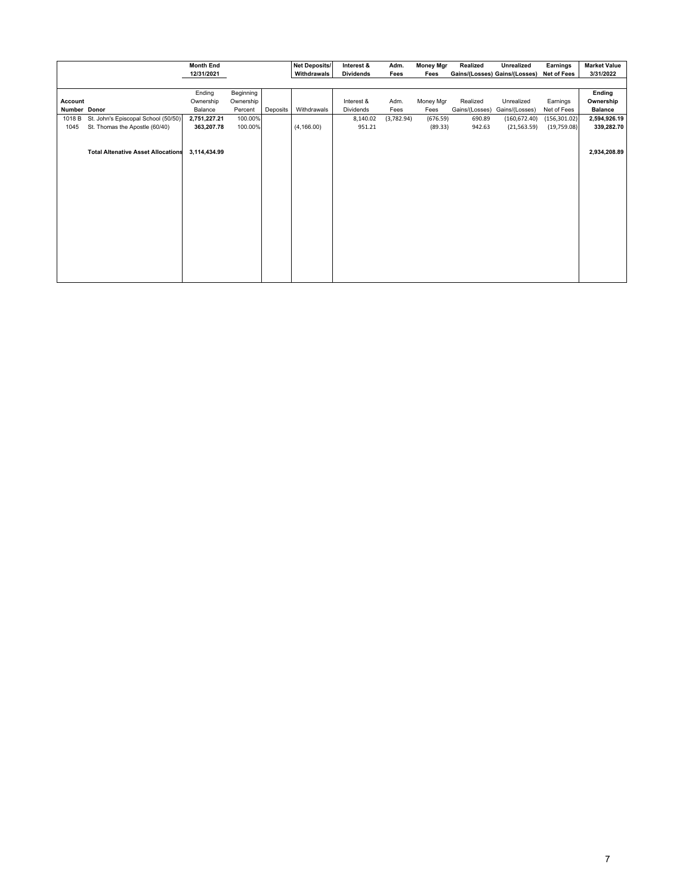| | | Month End 12/31/2021 | | | Net Deposits/ Withdrawals | Interest & Dividends | Adm. Fees | Money Mgr Fees | Realized Gains/(Losses) | Unrealized Gains/(Losses) | Earnings Net of Fees | Market Value 3/31/2022 |
|---|---|---|---|---|---|---|---|---|---|---|---|---|
| Account Number | Donor | Ending Ownership Balance | Beginning Ownership Percent | Deposits | Withdrawals | Interest & Dividends | Adm. Fees | Money Mgr Fees | Realized Gains/(Losses) | Unrealized Gains/(Losses) | Earnings Net of Fees | Ending Ownership Balance |
| 1018 B | St. John's Episcopal School (50/50) | 2,751,227.21 | 100.00% | | | 8,140.02 | (3,782.94) | (676.59) | 690.89 | (160,672.40) | (156,301.02) | 2,594,926.19 |
| 1045 | St. Thomas the Apostle (60/40) | 363,207.78 | 100.00% | | (4,166.00) | 951.21 | | (89.33) | 942.63 | (21,563.59) | (19,759.08) | 339,282.70 |
| | **Total Altenative Asset Allocations** | 3,114,434.99 | | | | | | | | | | 2,934,208.89 |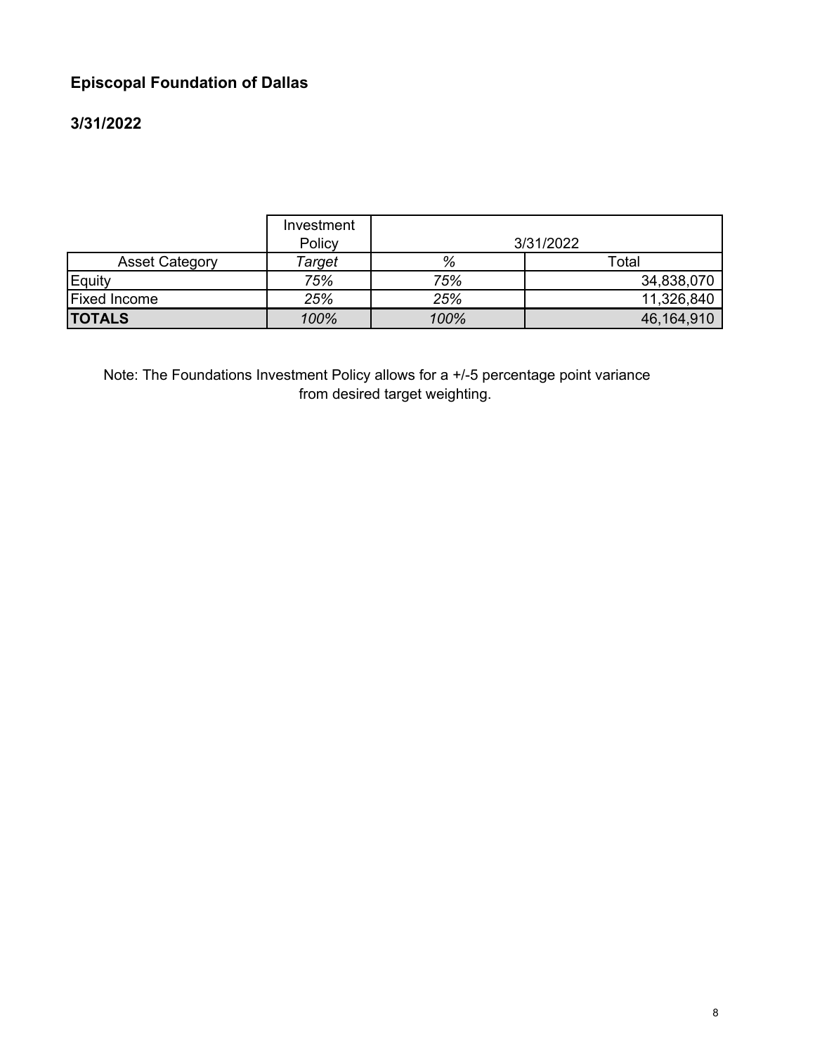**Episcopal Foundation of Dallas**

**3/31/2022**

| | Investment Policy | 3/31/2022 | |
|---|---|---|---|
| Asset Category | *Target* | *%* | Total |
| Equity | *75%* | *75%* | 34,838,070 |
| Fixed Income | *25%* | *25%* | 11,326,840 |
| **TOTALS** | *100%* | *100%* | 46,164,910 |

Note: The Foundations Investment Policy allows for a +/-5 percentage point variance from desired target weighting.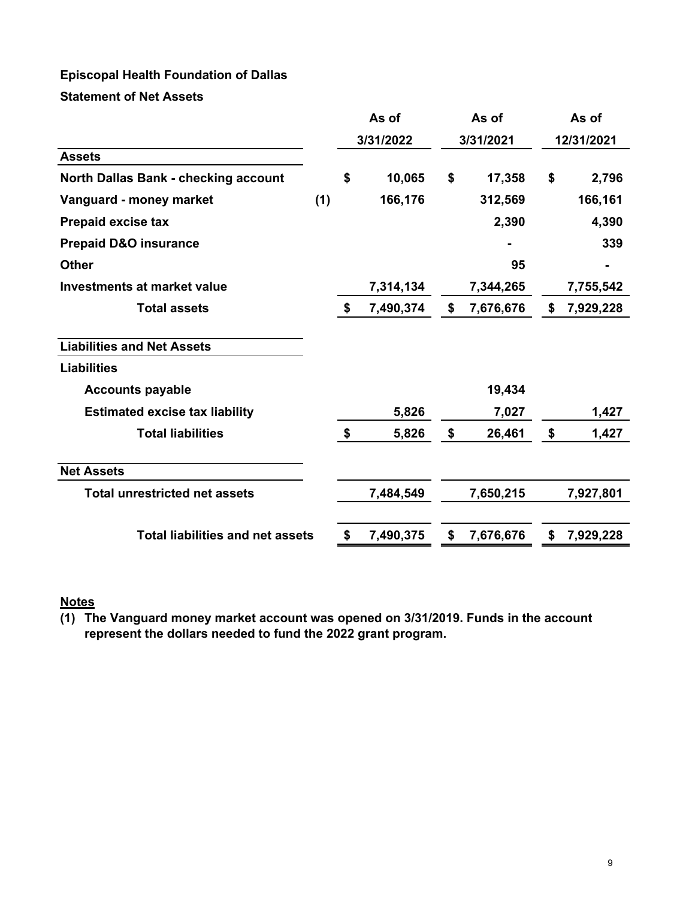**Episcopal Health Foundation of Dallas**

**Statement of Net Assets**

| | | As of 3/31/2022 | As of 3/31/2021 | As of 12/31/2021 |
|---|---|---|---|---|
| **Assets** | | | | |
| North Dallas Bank - checking account | | $ 10,065 | $ 17,358 | $ 2,796 |
| Vanguard - money market | (1) | 166,176 | 312,569 | 166,161 |
| Prepaid excise tax | | | 2,390 | 4,390 |
| Prepaid D&O insurance | | | - | 339 |
| Other | | | 95 | - |
| Investments at market value | | 7,314,134 | 7,344,265 | 7,755,542 |
| **Total assets** | | $ 7,490,374 | $ 7,676,676 | $ 7,929,228 |
| **Liabilities and Net Assets** | | | | |
| **Liabilities** | | | | |
| Accounts payable | | | 19,434 | |
| Estimated excise tax liability | | 5,826 | 7,027 | 1,427 |
| **Total liabilities** | | $ 5,826 | $ 26,461 | $ 1,427 |
| **Net Assets** | | | | |
| Total unrestricted net assets | | 7,484,549 | 7,650,215 | 7,927,801 |
| **Total liabilities and net assets** | | $ 7,490,375 | $ 7,676,676 | $ 7,929,228 |

**Notes**

(1) The Vanguard money market account was opened on 3/31/2019. Funds in the account represent the dollars needed to fund the 2022 grant program.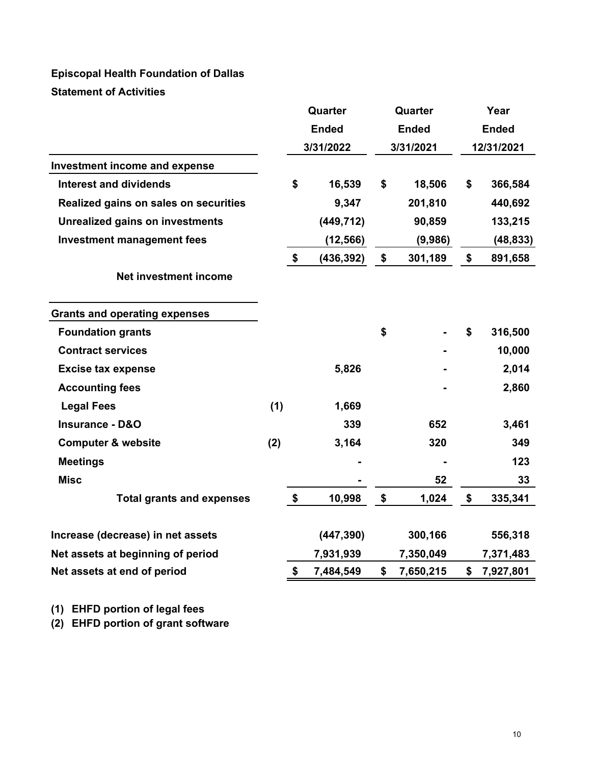**Episcopal Health Foundation of Dallas**

**Statement of Activities**

| | | Quarter Ended 3/31/2022 | Quarter Ended 3/31/2021 | Year Ended 12/31/2021 |
|---|---|---|---|---|
| **Investment income and expense** | | | | |
| Interest and dividends | | $ 16,539 | $ 18,506 | $ 366,584 |
| Realized gains on sales on securities | | 9,347 | 201,810 | 440,692 |
| Unrealized gains on investments | | (449,712) | 90,859 | 133,215 |
| Investment management fees | | (12,566) | (9,986) | (48,833) |
| | | $ (436,392) | $ 301,189 | $ 891,658 |
| Net investment income | | | | |
| **Grants and operating expenses** | | | | |
| Foundation grants | | | $ - | $ 316,500 |
| Contract services | | | - | 10,000 |
| Excise tax expense | | 5,826 | - | 2,014 |
| Accounting fees | | | - | 2,860 |
| Legal Fees | (1) | 1,669 | | |
| Insurance - D&O | | 339 | 652 | 3,461 |
| Computer & website | (2) | 3,164 | 320 | 349 |
| Meetings | | - | - | 123 |
| Misc | | - | 52 | 33 |
| Total grants and expenses | | $ 10,998 | $ 1,024 | $ 335,341 |
| Increase (decrease) in net assets | | (447,390) | 300,166 | 556,318 |
| Net assets at beginning of period | | 7,931,939 | 7,350,049 | 7,371,483 |
| Net assets at end of period | | $ 7,484,549 | $ 7,650,215 | $ 7,927,801 |

(1) EHFD portion of legal fees
(2) EHFD portion of grant software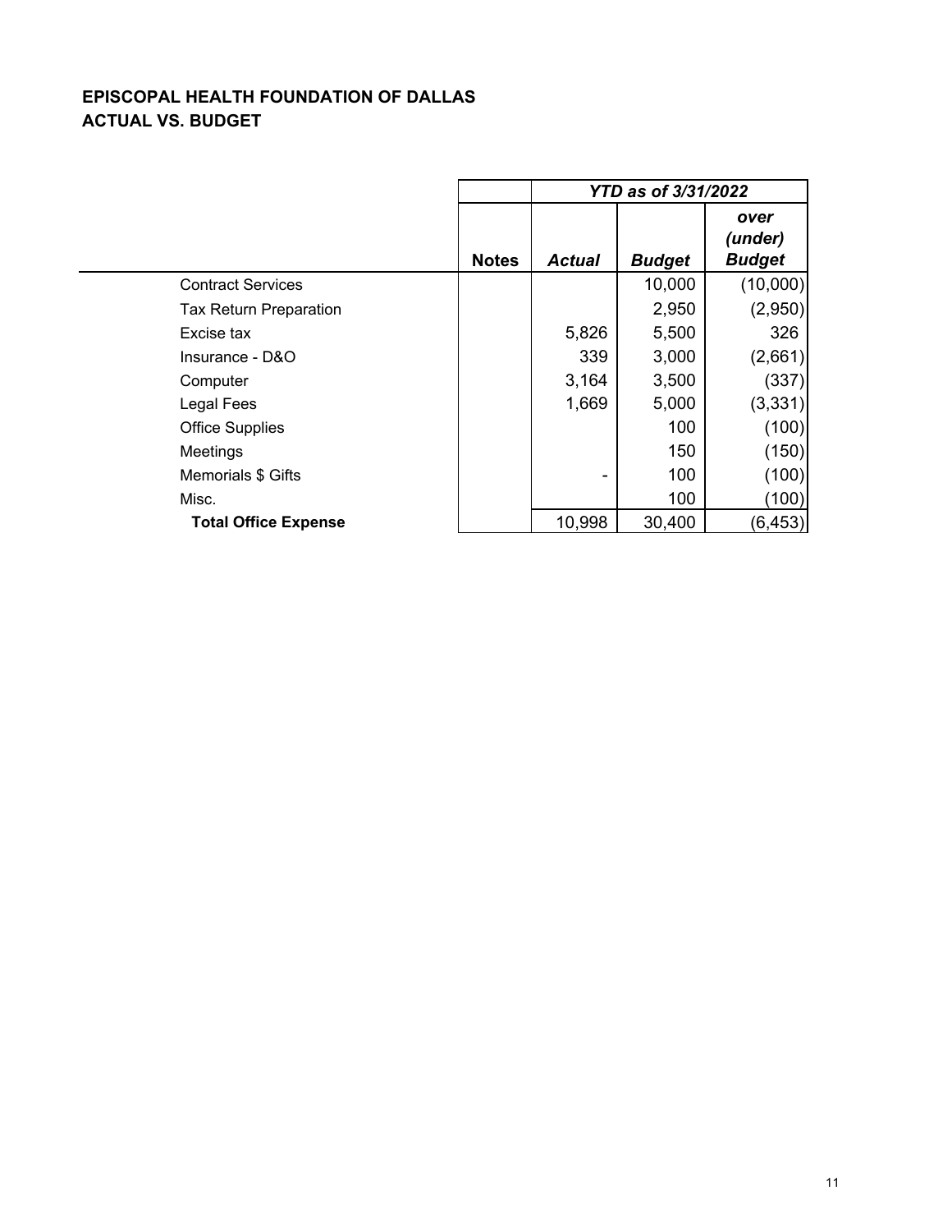**EPISCOPAL HEALTH FOUNDATION OF DALLAS**
**ACTUAL VS. BUDGET**

| | | *YTD as of 3/31/2022* | | |
|---|---|---|---|---|
| | **Notes** | ***Actual*** | ***Budget*** | ***over (under) Budget*** |
| Contract Services | | | 10,000 | (10,000) |
| Tax Return Preparation | | | 2,950 | (2,950) |
| Excise tax | | 5,826 | 5,500 | 326 |
| Insurance - D&O | | 339 | 3,000 | (2,661) |
| Computer | | 3,164 | 3,500 | (337) |
| Legal Fees | | 1,669 | 5,000 | (3,331) |
| Office Supplies | | | 100 | (100) |
| Meetings | | | 150 | (150) |
| Memorials $ Gifts | | - | 100 | (100) |
| Misc. | | | 100 | (100) |
| **Total Office Expense** | | 10,998 | 30,400 | (6,453) |